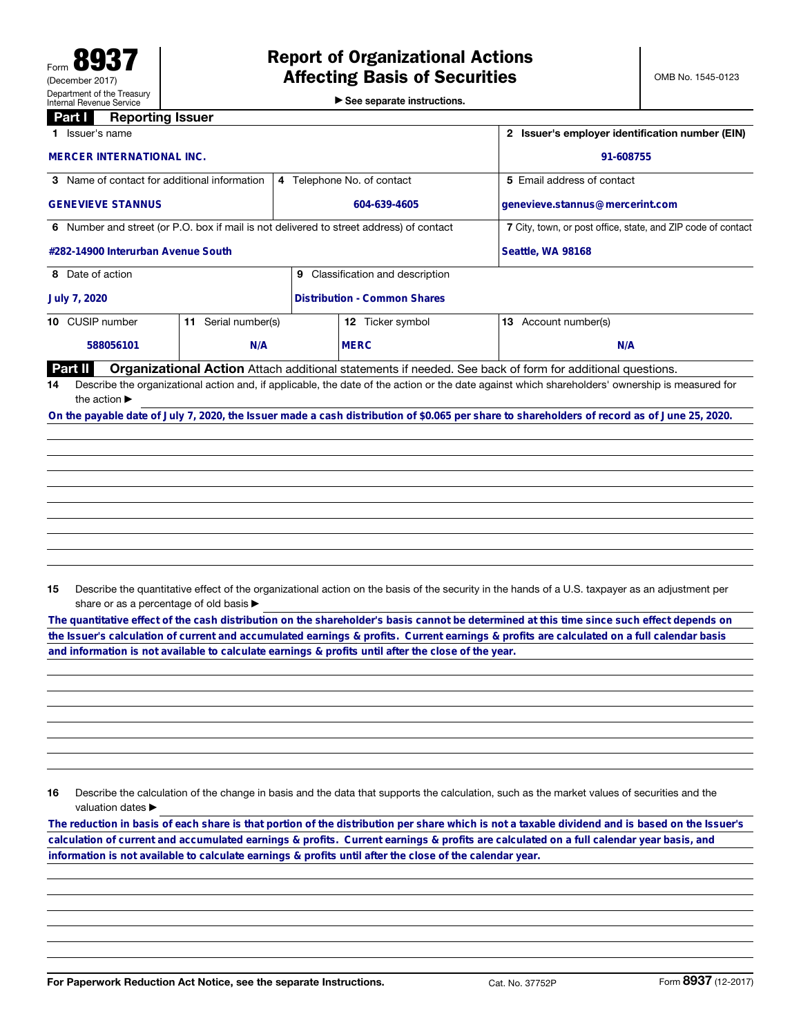Form **8937**
(December 2017)
Department of the Treasury
Internal Revenue Service

# Report of Organizational Actions Affecting Basis of Securities

► See separate instructions.

OMB No. 1545-0123

## Part I Reporting Issuer

| | | | |
|---|---|---|---|
| **1** Issuer's name | | | **2** Issuer's employer identification number (EIN) |
| MERCER INTERNATIONAL INC. | | | 91-608755 |
| **3** Name of contact for additional information | **4** Telephone No. of contact | | **5** Email address of contact |
| GENEVIEVE STANNUS | 604-639-4605 | | genevieve.stannus@mercerint.com |
| **6** Number and street (or P.O. box if mail is not delivered to street address) of contact | | | **7** City, town, or post office, state, and ZIP code of contact |
| #282-14900 Interurban Avenue South | | | Seattle, WA 98168 |
| **8** Date of action | **9** Classification and description | | |
| July 7, 2020 | Distribution - Common Shares | | |
| **10** CUSIP number | **11** Serial number(s) | **12** Ticker symbol | **13** Account number(s) |
| 588056101 | N/A | MERC | N/A |

## Part II Organizational Action

Attach additional statements if needed. See back of form for additional questions.

**14** Describe the organizational action and, if applicable, the date of the action or the date against which shareholders' ownership is measured for the action ►

On the payable date of July 7, 2020, the Issuer made a cash distribution of $0.065 per share to shareholders of record as of June 25, 2020.

**15** Describe the quantitative effect of the organizational action on the basis of the security in the hands of a U.S. taxpayer as an adjustment per share or as a percentage of old basis ►

The quantitative effect of the cash distribution on the shareholder's basis cannot be determined at this time since such effect depends on the Issuer's calculation of current and accumulated earnings & profits. Current earnings & profits are calculated on a full calendar basis and information is not available to calculate earnings & profits until after the close of the year.

**16** Describe the calculation of the change in basis and the data that supports the calculation, such as the market values of securities and the valuation dates ►

The reduction in basis of each share is that portion of the distribution per share which is not a taxable dividend and is based on the Issuer's calculation of current and accumulated earnings & profits. Current earnings & profits are calculated on a full calendar year basis, and information is not available to calculate earnings & profits until after the close of the calendar year.

**For Paperwork Reduction Act Notice, see the separate Instructions.** Cat. No. 37752P Form **8937** (12-2017)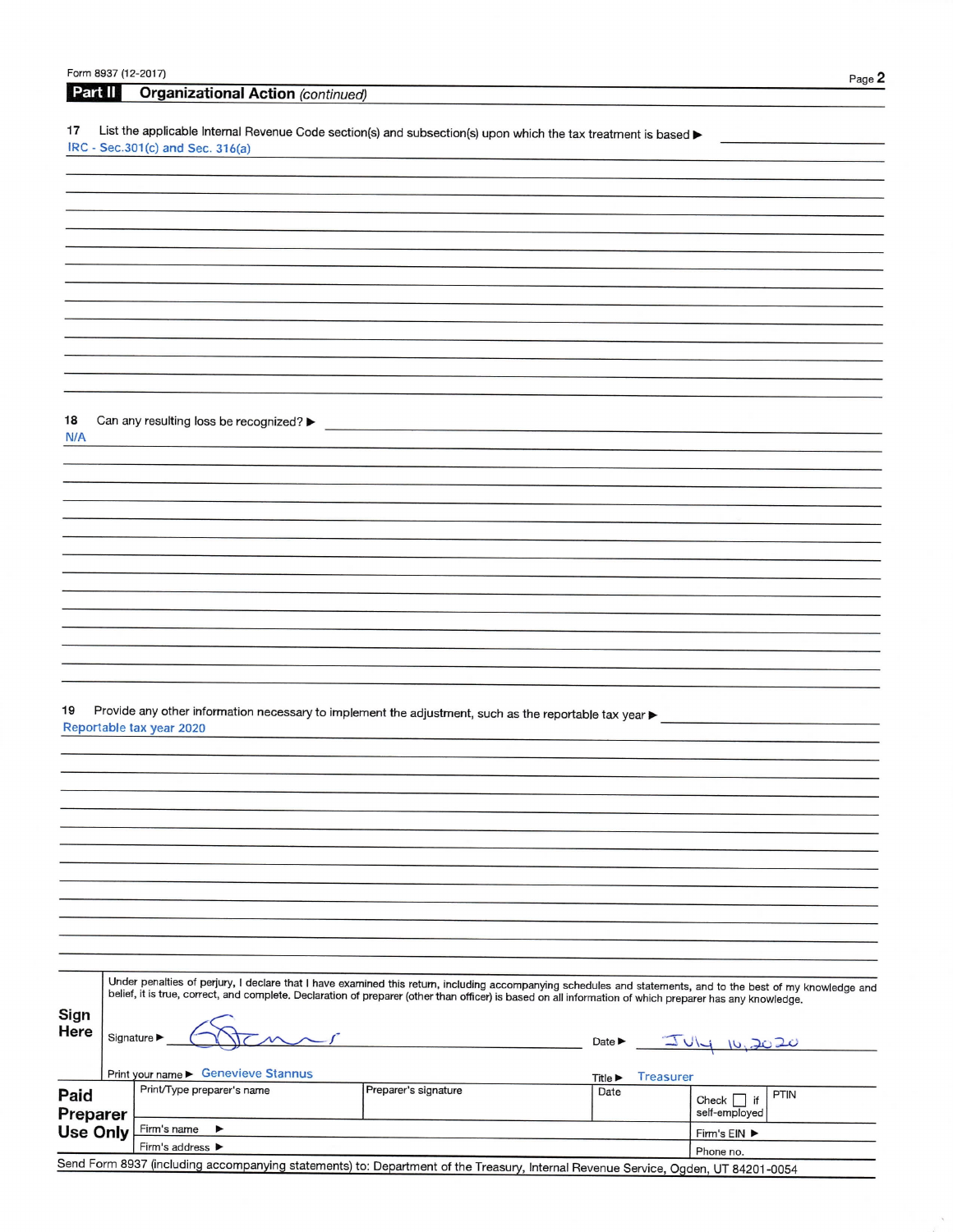Form 8937 (12-2017)

## Part II Organizational Action *(continued)*

**17** List the applicable Internal Revenue Code section(s) and subsection(s) upon which the tax treatment is based ▶

IRC - Sec.301(c) and Sec. 316(a)

**18** Can any resulting loss be recognized? ▶

N/A

**19** Provide any other information necessary to implement the adjustment, such as the reportable tax year ▶

Reportable tax year 2020

**Sign Here**

Under penalties of perjury, I declare that I have examined this return, including accompanying schedules and statements, and to the best of my knowledge and belief, it is true, correct, and complete. Declaration of preparer (other than officer) is based on all information of which preparer has any knowledge.

Signature ▶ [signature] Date ▶ July 16, 2020

Print your name ▶ Genevieve Stannus Title ▶ Treasurer

**Paid Preparer Use Only**

| Print/Type preparer's name | Preparer's signature | Date | Check ☐ if self-employed | PTIN |
|---|---|---|---|---|
| | | | | |
| Firm's name ▶ | | | Firm's EIN ▶ | |
| Firm's address ▶ | | | Phone no. | |

Send Form 8937 (including accompanying statements) to: Department of the Treasury, Internal Revenue Service, Ogden, UT 84201-0054